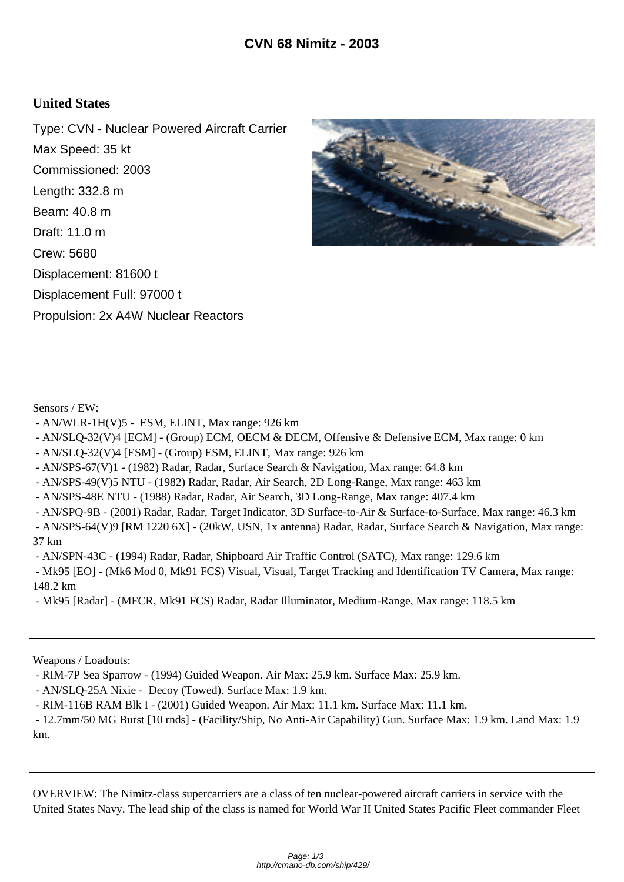# CVN 68 Nimitz - 2003

## United States

Type: CVN - Nuclear Powered Aircraft Carrier

Max Speed: 35 kt

Commissioned: 2003

Length: 332.8 m

Beam: 40.8 m

Draft: 11.0 m

Crew: 5680

Displacement: 81600 t

Displacement Full: 97000 t

Propulsion: 2x A4W Nuclear Reactors

Sensors / EW:

- AN/WLR-1H(V)5 - ESM, ELINT, Max range: 926 km
- AN/SLQ-32(V)4 [ECM] - (Group) ECM, OECM & DECM, Offensive & Defensive ECM, Max range: 0 km
- AN/SLQ-32(V)4 [ESM] - (Group) ESM, ELINT, Max range: 926 km
- AN/SPS-67(V)1 - (1982) Radar, Radar, Surface Search & Navigation, Max range: 64.8 km
- AN/SPS-49(V)5 NTU - (1982) Radar, Radar, Air Search, 2D Long-Range, Max range: 463 km
- AN/SPS-48E NTU - (1988) Radar, Radar, Air Search, 3D Long-Range, Max range: 407.4 km
- AN/SPQ-9B - (2001) Radar, Radar, Target Indicator, 3D Surface-to-Air & Surface-to-Surface, Max range: 46.3 km
- AN/SPS-64(V)9 [RM 1220 6X] - (20kW, USN, 1x antenna) Radar, Radar, Surface Search & Navigation, Max range: 37 km
- AN/SPN-43C - (1994) Radar, Radar, Shipboard Air Traffic Control (SATC), Max range: 129.6 km
- Mk95 [EO] - (Mk6 Mod 0, Mk91 FCS) Visual, Visual, Target Tracking and Identification TV Camera, Max range: 148.2 km
- Mk95 [Radar] - (MFCR, Mk91 FCS) Radar, Radar Illuminator, Medium-Range, Max range: 118.5 km

---

Weapons / Loadouts:

- RIM-7P Sea Sparrow - (1994) Guided Weapon. Air Max: 25.9 km. Surface Max: 25.9 km.
- AN/SLQ-25A Nixie - Decoy (Towed). Surface Max: 1.9 km.
- RIM-116B RAM Blk I - (2001) Guided Weapon. Air Max: 11.1 km. Surface Max: 11.1 km.
- 12.7mm/50 MG Burst [10 rnds] - (Facility/Ship, No Anti-Air Capability) Gun. Surface Max: 1.9 km. Land Max: 1.9 km.

---

OVERVIEW: The Nimitz-class supercarriers are a class of ten nuclear-powered aircraft carriers in service with the United States Navy. The lead ship of the class is named for World War II United States Pacific Fleet commander Fleet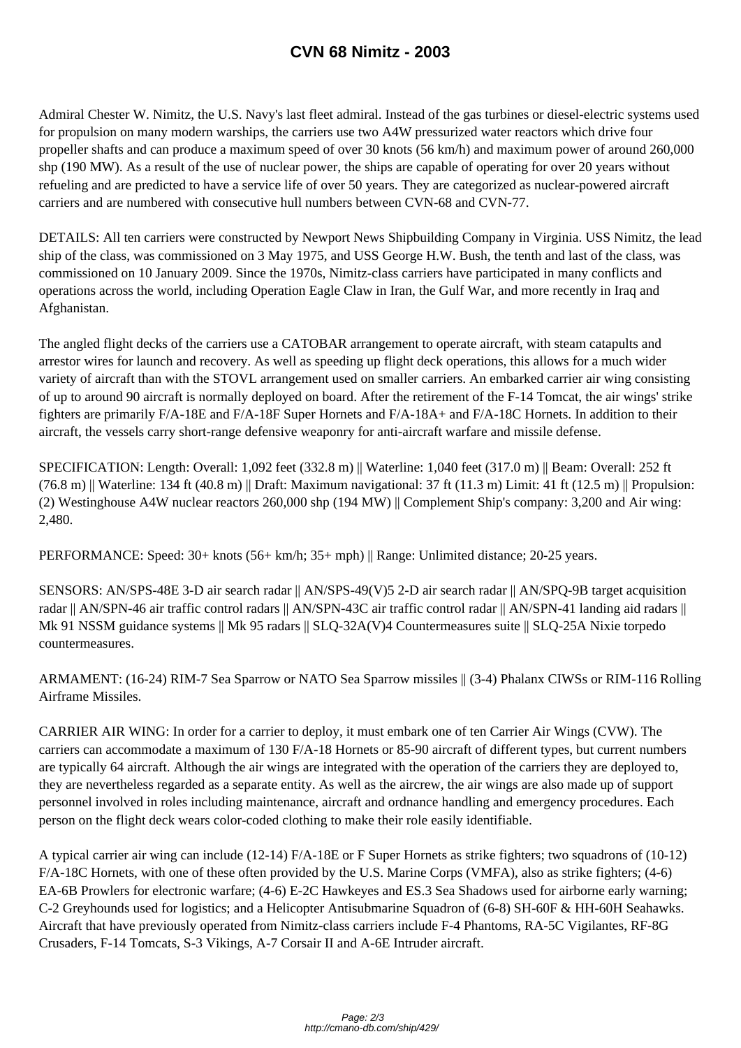# CVN 68 Nimitz - 2003

Admiral Chester W. Nimitz, the U.S. Navy's last fleet admiral. Instead of the gas turbines or diesel-electric systems used for propulsion on many modern warships, the carriers use two A4W pressurized water reactors which drive four propeller shafts and can produce a maximum speed of over 30 knots (56 km/h) and maximum power of around 260,000 shp (190 MW). As a result of the use of nuclear power, the ships are capable of operating for over 20 years without refueling and are predicted to have a service life of over 50 years. They are categorized as nuclear-powered aircraft carriers and are numbered with consecutive hull numbers between CVN-68 and CVN-77.

DETAILS: All ten carriers were constructed by Newport News Shipbuilding Company in Virginia. USS Nimitz, the lead ship of the class, was commissioned on 3 May 1975, and USS George H.W. Bush, the tenth and last of the class, was commissioned on 10 January 2009. Since the 1970s, Nimitz-class carriers have participated in many conflicts and operations across the world, including Operation Eagle Claw in Iran, the Gulf War, and more recently in Iraq and Afghanistan.

The angled flight decks of the carriers use a CATOBAR arrangement to operate aircraft, with steam catapults and arrestor wires for launch and recovery. As well as speeding up flight deck operations, this allows for a much wider variety of aircraft than with the STOVL arrangement used on smaller carriers. An embarked carrier air wing consisting of up to around 90 aircraft is normally deployed on board. After the retirement of the F-14 Tomcat, the air wings' strike fighters are primarily F/A-18E and F/A-18F Super Hornets and F/A-18A+ and F/A-18C Hornets. In addition to their aircraft, the vessels carry short-range defensive weaponry for anti-aircraft warfare and missile defense.

SPECIFICATION: Length: Overall: 1,092 feet (332.8 m) || Waterline: 1,040 feet (317.0 m) || Beam: Overall: 252 ft (76.8 m) || Waterline: 134 ft (40.8 m) || Draft: Maximum navigational: 37 ft (11.3 m) Limit: 41 ft (12.5 m) || Propulsion: (2) Westinghouse A4W nuclear reactors 260,000 shp (194 MW) || Complement Ship's company: 3,200 and Air wing: 2,480.

PERFORMANCE: Speed: 30+ knots (56+ km/h; 35+ mph) || Range: Unlimited distance; 20-25 years.

SENSORS: AN/SPS-48E 3-D air search radar || AN/SPS-49(V)5 2-D air search radar || AN/SPQ-9B target acquisition radar || AN/SPN-46 air traffic control radars || AN/SPN-43C air traffic control radar || AN/SPN-41 landing aid radars || Mk 91 NSSM guidance systems || Mk 95 radars || SLQ-32A(V)4 Countermeasures suite || SLQ-25A Nixie torpedo countermeasures.

ARMAMENT: (16-24) RIM-7 Sea Sparrow or NATO Sea Sparrow missiles || (3-4) Phalanx CIWSs or RIM-116 Rolling Airframe Missiles.

CARRIER AIR WING: In order for a carrier to deploy, it must embark one of ten Carrier Air Wings (CVW). The carriers can accommodate a maximum of 130 F/A-18 Hornets or 85-90 aircraft of different types, but current numbers are typically 64 aircraft. Although the air wings are integrated with the operation of the carriers they are deployed to, they are nevertheless regarded as a separate entity. As well as the aircrew, the air wings are also made up of support personnel involved in roles including maintenance, aircraft and ordnance handling and emergency procedures. Each person on the flight deck wears color-coded clothing to make their role easily identifiable.

A typical carrier air wing can include (12-14) F/A-18E or F Super Hornets as strike fighters; two squadrons of (10-12) F/A-18C Hornets, with one of these often provided by the U.S. Marine Corps (VMFA), also as strike fighters; (4-6) EA-6B Prowlers for electronic warfare; (4-6) E-2C Hawkeyes and ES.3 Sea Shadows used for airborne early warning; C-2 Greyhounds used for logistics; and a Helicopter Antisubmarine Squadron of (6-8) SH-60F & HH-60H Seahawks. Aircraft that have previously operated from Nimitz-class carriers include F-4 Phantoms, RA-5C Vigilantes, RF-8G Crusaders, F-14 Tomcats, S-3 Vikings, A-7 Corsair II and A-6E Intruder aircraft.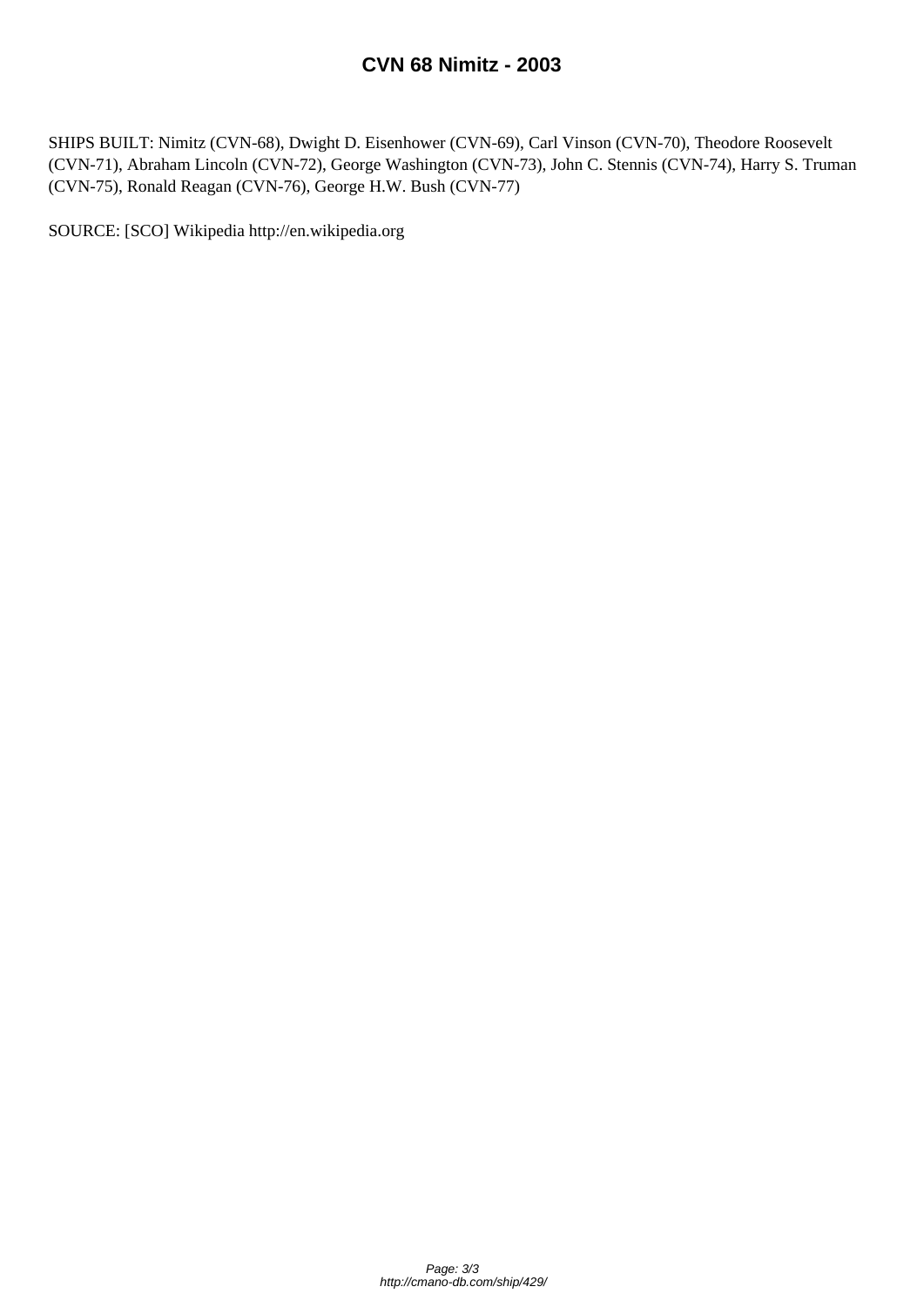SHIPS BUILT: Nimitz (CVN-68), Dwight D. Eisenhower (CVN-69), Carl Vinson (CVN-70), Theodore Roosevelt (CVN-71), Abraham Lincoln (CVN-72), George Washington (CVN-73), John C. Stennis (CVN-74), Harry S. Truman (CVN-75), Ronald Reagan (CVN-76), George H.W. Bush (CVN-77)

SOURCE: [SCO] Wikipedia http://en.wikipedia.org